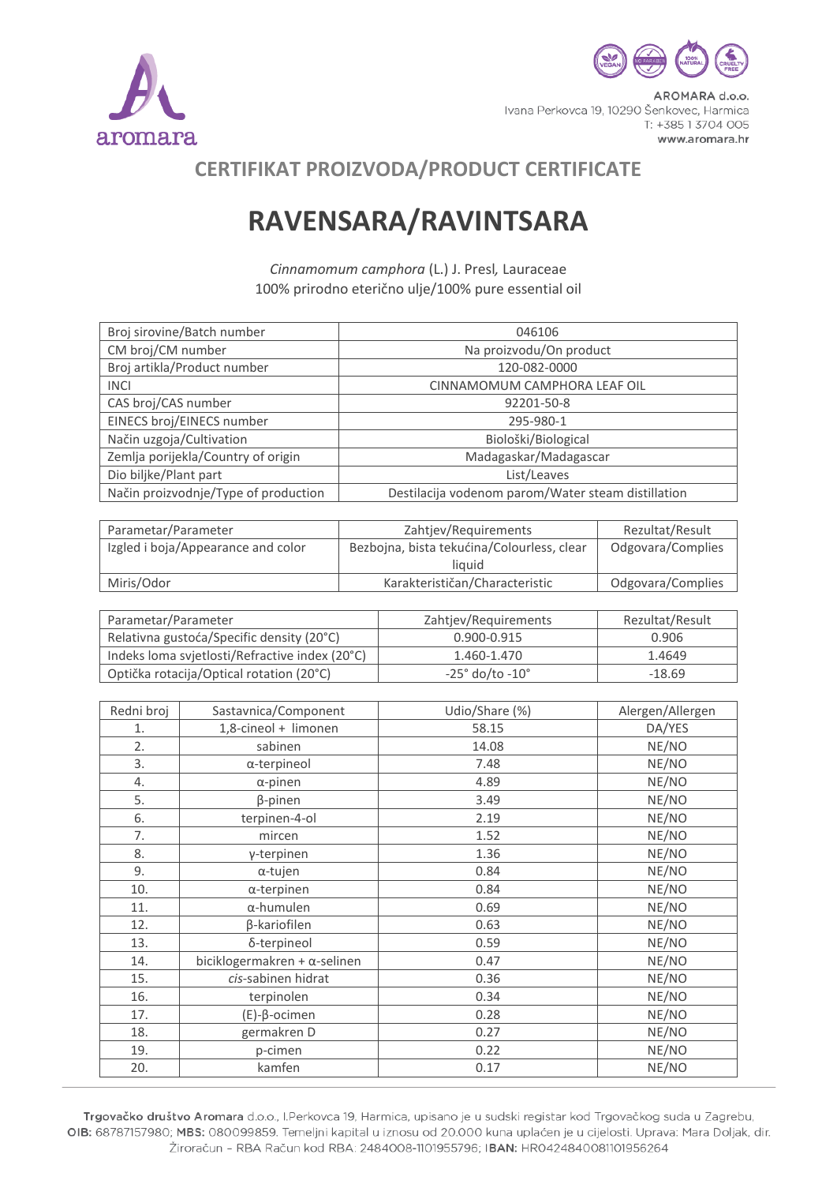aromara

AROMARA d.o.o.
Ivana Perkovca 19, 10290 Šenkovec, Harmica
T: +385 1 3704 005
www.aromara.hr

## CERTIFIKAT PROIZVODA/PRODUCT CERTIFICATE

# RAVENSARA/RAVINTSARA

*Cinnamomum camphora* (L.) J. Presl*,* Lauraceae
100% prirodno eterično ulje/100% pure essential oil

| | |
|---|---|
| Broj sirovine/Batch number | 046106 |
| CM broj/CM number | Na proizvodu/On product |
| Broj artikla/Product number | 120-082-0000 |
| INCI | CINNAMOMUM CAMPHORA LEAF OIL |
| CAS broj/CAS number | 92201-50-8 |
| EINECS broj/EINECS number | 295-980-1 |
| Način uzgoja/Cultivation | Biološki/Biological |
| Zemlja porijekla/Country of origin | Madagaskar/Madagascar |
| Dio biljke/Plant part | List/Leaves |
| Način proizvodnje/Type of production | Destilacija vodenom parom/Water steam distillation |

| Parametar/Parameter | Zahtjev/Requirements | Rezultat/Result |
|---|---|---|
| Izgled i boja/Appearance and color | Bezbojna, bista tekućina/Colourless, clear liquid | Odgovara/Complies |
| Miris/Odor | Karakterističan/Characteristic | Odgovara/Complies |

| Parametar/Parameter | Zahtjev/Requirements | Rezultat/Result |
|---|---|---|
| Relativna gustoća/Specific density (20°C) | 0.900-0.915 | 0.906 |
| Indeks loma svjetlosti/Refractive index (20°C) | 1.460-1.470 | 1.4649 |
| Optička rotacija/Optical rotation (20°C) | -25° do/to -10° | -18.69 |

| Redni broj | Sastavnica/Component | Udio/Share (%) | Alergen/Allergen |
|---|---|---|---|
| 1. | 1,8-cineol + limonen | 58.15 | DA/YES |
| 2. | sabinen | 14.08 | NE/NO |
| 3. | α-terpineol | 7.48 | NE/NO |
| 4. | α-pinen | 4.89 | NE/NO |
| 5. | β-pinen | 3.49 | NE/NO |
| 6. | terpinen-4-ol | 2.19 | NE/NO |
| 7. | mircen | 1.52 | NE/NO |
| 8. | γ-terpinen | 1.36 | NE/NO |
| 9. | α-tujen | 0.84 | NE/NO |
| 10. | α-terpinen | 0.84 | NE/NO |
| 11. | α-humulen | 0.69 | NE/NO |
| 12. | β-kariofilen | 0.63 | NE/NO |
| 13. | δ-terpineol | 0.59 | NE/NO |
| 14. | biciklogermakren + α-selinen | 0.47 | NE/NO |
| 15. | *cis*-sabinen hidrat | 0.36 | NE/NO |
| 16. | terpinolen | 0.34 | NE/NO |
| 17. | (E)-β-ocimen | 0.28 | NE/NO |
| 18. | germakren D | 0.27 | NE/NO |
| 19. | p-cimen | 0.22 | NE/NO |
| 20. | kamfen | 0.17 | NE/NO |

**Trgovačko društvo Aromara** d.o.o., I.Perkovca 19, Harmica, upisano je u sudski registar kod Trgovačkog suda u Zagrebu, **OIB:** 68787157980; **MBS:** 080099859. Temeljni kapital u iznosu od 20.000 kuna uplaćen je u cijelosti. Uprava: Mara Doljak, dir. Žiroračun – RBA Račun kod RBA: 2484008-1101955796; **IBAN:** HR0424840081101956264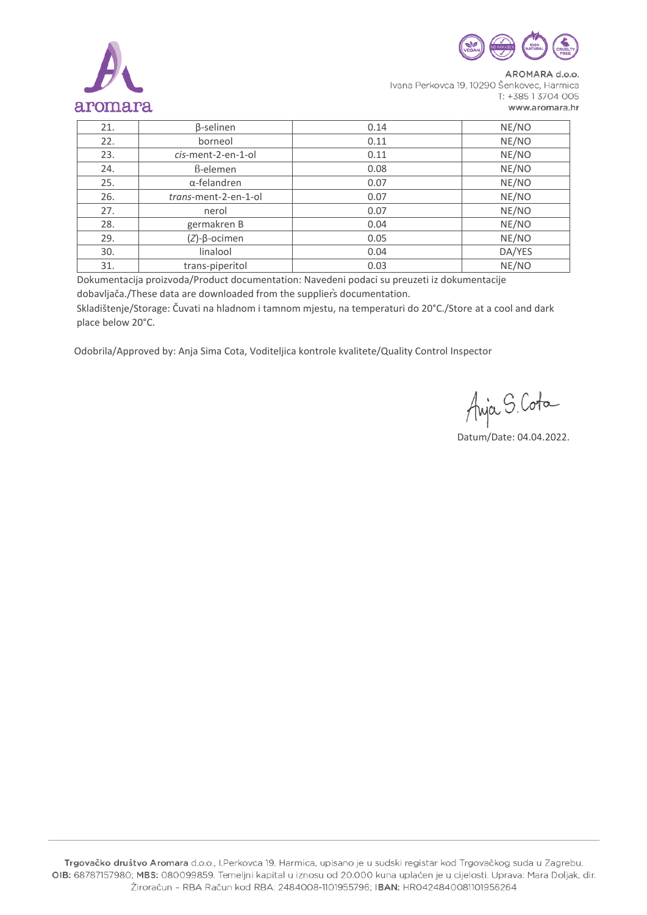| | | | |
|---|---|---|---|
| 21. | β-selinen | 0.14 | NE/NO |
| 22. | borneol | 0.11 | NE/NO |
| 23. | *cis*-ment-2-en-1-ol | 0.11 | NE/NO |
| 24. | β-elemen | 0.08 | NE/NO |
| 25. | α-felandren | 0.07 | NE/NO |
| 26. | *trans*-ment-2-en-1-ol | 0.07 | NE/NO |
| 27. | nerol | 0.07 | NE/NO |
| 28. | germakren B | 0.04 | NE/NO |
| 29. | (*Z*)-β-ocimen | 0.05 | NE/NO |
| 30. | linalool | 0.04 | DA/YES |
| 31. | trans-piperitol | 0.03 | NE/NO |

Dokumentacija proizvoda/Product documentation: Navedeni podaci su preuzeti iz dokumentacije dobavljača./These data are downloaded from the supplier̀s documentation.

Skladištenje/Storage: Čuvati na hladnom i tamnom mjestu, na temperaturi do 20°C./Store at a cool and dark place below 20°C.

Odobrila/Approved by: Anja Sima Cota, Voditeljica kontrole kvalitete/Quality Control Inspector

Anja S. Cota

Datum/Date: 04.04.2022.